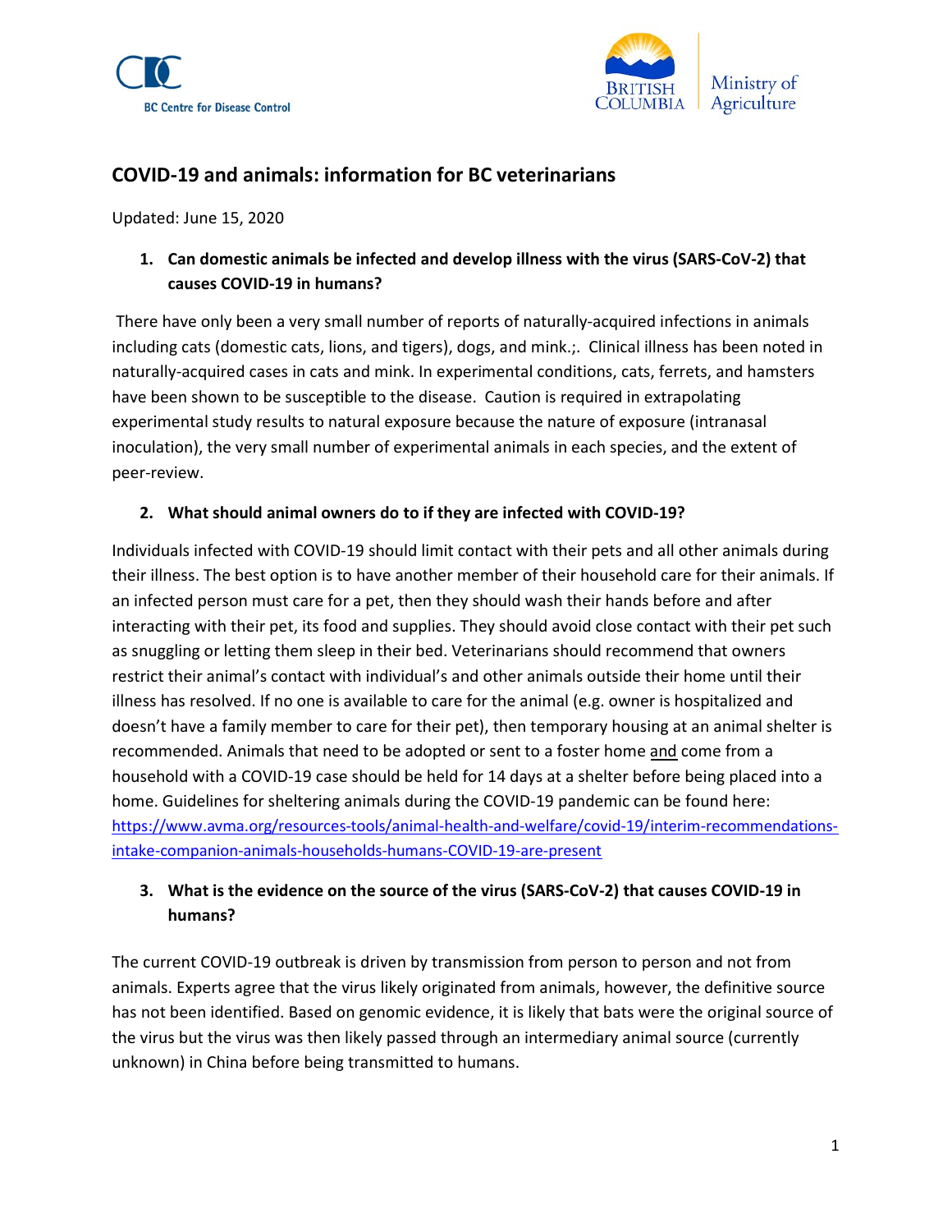BC Centre for Disease Control

BRITISH COLUMBIA | Ministry of Agriculture

# COVID-19 and animals: information for BC veterinarians

Updated: June 15, 2020

**1. Can domestic animals be infected and develop illness with the virus (SARS-CoV-2) that causes COVID-19 in humans?**

There have only been a very small number of reports of naturally-acquired infections in animals including cats (domestic cats, lions, and tigers), dogs, and mink.;. Clinical illness has been noted in naturally-acquired cases in cats and mink. In experimental conditions, cats, ferrets, and hamsters have been shown to be susceptible to the disease. Caution is required in extrapolating experimental study results to natural exposure because the nature of exposure (intranasal inoculation), the very small number of experimental animals in each species, and the extent of peer-review.

**2. What should animal owners do to if they are infected with COVID-19?**

Individuals infected with COVID-19 should limit contact with their pets and all other animals during their illness. The best option is to have another member of their household care for their animals. If an infected person must care for a pet, then they should wash their hands before and after interacting with their pet, its food and supplies. They should avoid close contact with their pet such as snuggling or letting them sleep in their bed. Veterinarians should recommend that owners restrict their animal's contact with individual's and other animals outside their home until their illness has resolved. If no one is available to care for the animal (e.g. owner is hospitalized and doesn't have a family member to care for their pet), then temporary housing at an animal shelter is recommended. Animals that need to be adopted or sent to a foster home <u>and</u> come from a household with a COVID-19 case should be held for 14 days at a shelter before being placed into a home. Guidelines for sheltering animals during the COVID-19 pandemic can be found here: https://www.avma.org/resources-tools/animal-health-and-welfare/covid-19/interim-recommendations-intake-companion-animals-households-humans-COVID-19-are-present

**3. What is the evidence on the source of the virus (SARS-CoV-2) that causes COVID-19 in humans?**

The current COVID-19 outbreak is driven by transmission from person to person and not from animals. Experts agree that the virus likely originated from animals, however, the definitive source has not been identified. Based on genomic evidence, it is likely that bats were the original source of the virus but the virus was then likely passed through an intermediary animal source (currently unknown) in China before being transmitted to humans.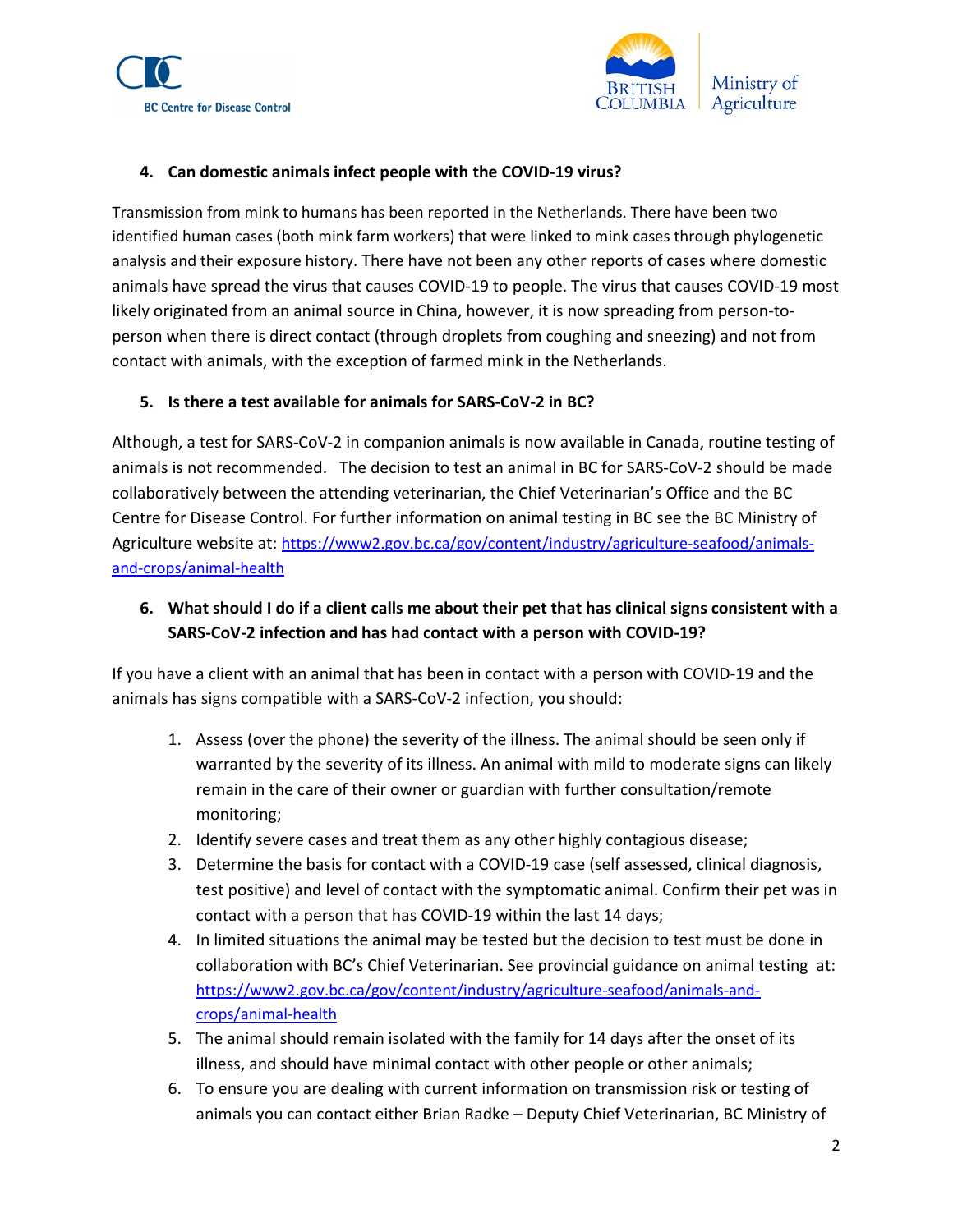### 4. Can domestic animals infect people with the COVID-19 virus?

Transmission from mink to humans has been reported in the Netherlands. There have been two identified human cases (both mink farm workers) that were linked to mink cases through phylogenetic analysis and their exposure history. There have not been any other reports of cases where domestic animals have spread the virus that causes COVID-19 to people. The virus that causes COVID-19 most likely originated from an animal source in China, however, it is now spreading from person-to-person when there is direct contact (through droplets from coughing and sneezing) and not from contact with animals, with the exception of farmed mink in the Netherlands.

### 5. Is there a test available for animals for SARS-CoV-2 in BC?

Although, a test for SARS-CoV-2 in companion animals is now available in Canada, routine testing of animals is not recommended. The decision to test an animal in BC for SARS-CoV-2 should be made collaboratively between the attending veterinarian, the Chief Veterinarian's Office and the BC Centre for Disease Control. For further information on animal testing in BC see the BC Ministry of Agriculture website at: https://www2.gov.bc.ca/gov/content/industry/agriculture-seafood/animals-and-crops/animal-health

### 6. What should I do if a client calls me about their pet that has clinical signs consistent with a SARS-CoV-2 infection and has had contact with a person with COVID-19?

If you have a client with an animal that has been in contact with a person with COVID-19 and the animals has signs compatible with a SARS-CoV-2 infection, you should:

1. Assess (over the phone) the severity of the illness. The animal should be seen only if warranted by the severity of its illness. An animal with mild to moderate signs can likely remain in the care of their owner or guardian with further consultation/remote monitoring;
2. Identify severe cases and treat them as any other highly contagious disease;
3. Determine the basis for contact with a COVID-19 case (self assessed, clinical diagnosis, test positive) and level of contact with the symptomatic animal. Confirm their pet was in contact with a person that has COVID-19 within the last 14 days;
4. In limited situations the animal may be tested but the decision to test must be done in collaboration with BC's Chief Veterinarian. See provincial guidance on animal testing at: https://www2.gov.bc.ca/gov/content/industry/agriculture-seafood/animals-and-crops/animal-health
5. The animal should remain isolated with the family for 14 days after the onset of its illness, and should have minimal contact with other people or other animals;
6. To ensure you are dealing with current information on transmission risk or testing of animals you can contact either Brian Radke – Deputy Chief Veterinarian, BC Ministry of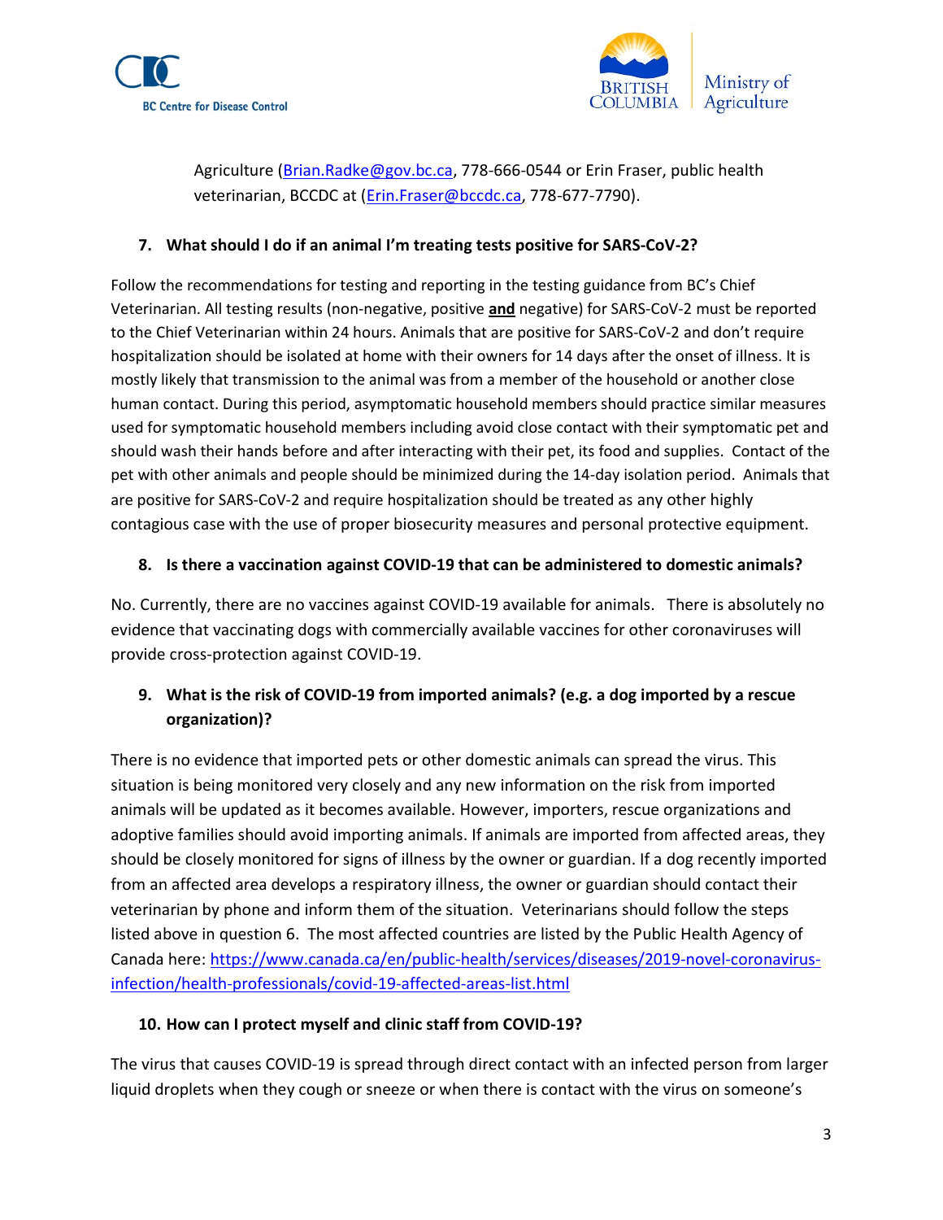Agriculture ([Brian.Radke@gov.bc.ca](mailto:Brian.Radke@gov.bc.ca), 778-666-0544 or Erin Fraser, public health veterinarian, BCCDC at ([Erin.Fraser@bccdc.ca](mailto:Erin.Fraser@bccdc.ca), 778-677-7790).

**7. What should I do if an animal I'm treating tests positive for SARS-CoV-2?**

Follow the recommendations for testing and reporting in the testing guidance from BC's Chief Veterinarian. All testing results (non-negative, positive **and** negative) for SARS-CoV-2 must be reported to the Chief Veterinarian within 24 hours. Animals that are positive for SARS-CoV-2 and don't require hospitalization should be isolated at home with their owners for 14 days after the onset of illness. It is mostly likely that transmission to the animal was from a member of the household or another close human contact. During this period, asymptomatic household members should practice similar measures used for symptomatic household members including avoid close contact with their symptomatic pet and should wash their hands before and after interacting with their pet, its food and supplies. Contact of the pet with other animals and people should be minimized during the 14-day isolation period. Animals that are positive for SARS-CoV-2 and require hospitalization should be treated as any other highly contagious case with the use of proper biosecurity measures and personal protective equipment.

**8. Is there a vaccination against COVID-19 that can be administered to domestic animals?**

No. Currently, there are no vaccines against COVID-19 available for animals. There is absolutely no evidence that vaccinating dogs with commercially available vaccines for other coronaviruses will provide cross-protection against COVID-19.

**9. What is the risk of COVID-19 from imported animals? (e.g. a dog imported by a rescue organization)?**

There is no evidence that imported pets or other domestic animals can spread the virus. This situation is being monitored very closely and any new information on the risk from imported animals will be updated as it becomes available. However, importers, rescue organizations and adoptive families should avoid importing animals. If animals are imported from affected areas, they should be closely monitored for signs of illness by the owner or guardian. If a dog recently imported from an affected area develops a respiratory illness, the owner or guardian should contact their veterinarian by phone and inform them of the situation. Veterinarians should follow the steps listed above in question 6. The most affected countries are listed by the Public Health Agency of Canada here: [https://www.canada.ca/en/public-health/services/diseases/2019-novel-coronavirus-infection/health-professionals/covid-19-affected-areas-list.html](https://www.canada.ca/en/public-health/services/diseases/2019-novel-coronavirus-infection/health-professionals/covid-19-affected-areas-list.html)

**10. How can I protect myself and clinic staff from COVID-19?**

The virus that causes COVID-19 is spread through direct contact with an infected person from larger liquid droplets when they cough or sneeze or when there is contact with the virus on someone's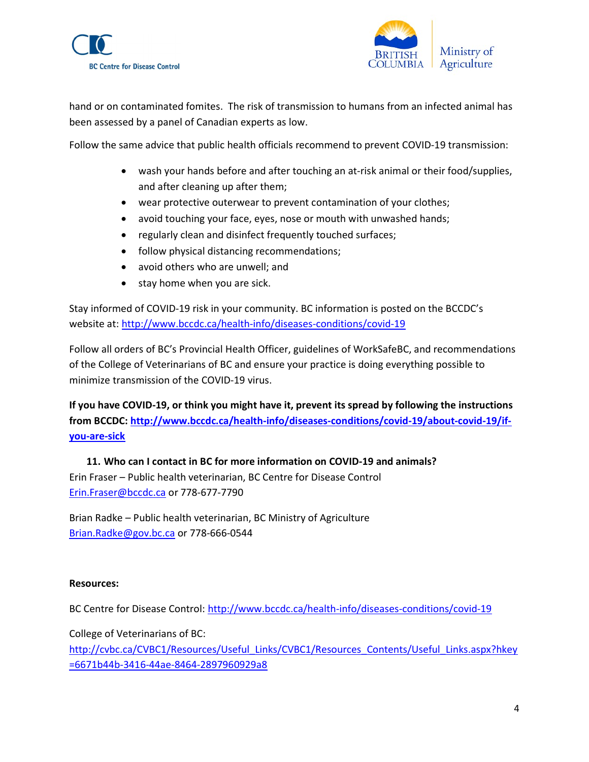hand or on contaminated fomites. The risk of transmission to humans from an infected animal has been assessed by a panel of Canadian experts as low.

Follow the same advice that public health officials recommend to prevent COVID-19 transmission:

- wash your hands before and after touching an at-risk animal or their food/supplies, and after cleaning up after them;
- wear protective outerwear to prevent contamination of your clothes;
- avoid touching your face, eyes, nose or mouth with unwashed hands;
- regularly clean and disinfect frequently touched surfaces;
- follow physical distancing recommendations;
- avoid others who are unwell; and
- stay home when you are sick.

Stay informed of COVID-19 risk in your community. BC information is posted on the BCCDC's website at: http://www.bccdc.ca/health-info/diseases-conditions/covid-19

Follow all orders of BC's Provincial Health Officer, guidelines of WorkSafeBC, and recommendations of the College of Veterinarians of BC and ensure your practice is doing everything possible to minimize transmission of the COVID-19 virus.

**If you have COVID-19, or think you might have it, prevent its spread by following the instructions from BCCDC: http://www.bccdc.ca/health-info/diseases-conditions/covid-19/about-covid-19/if-you-are-sick**

**11. Who can I contact in BC for more information on COVID-19 and animals?**

Erin Fraser – Public health veterinarian, BC Centre for Disease Control
Erin.Fraser@bccdc.ca or 778-677-7790

Brian Radke – Public health veterinarian, BC Ministry of Agriculture
Brian.Radke@gov.bc.ca or 778-666-0544

**Resources:**

BC Centre for Disease Control: http://www.bccdc.ca/health-info/diseases-conditions/covid-19

College of Veterinarians of BC:
http://cvbc.ca/CVBC1/Resources/Useful_Links/CVBC1/Resources_Contents/Useful_Links.aspx?hkey=6671b44b-3416-44ae-8464-2897960929a8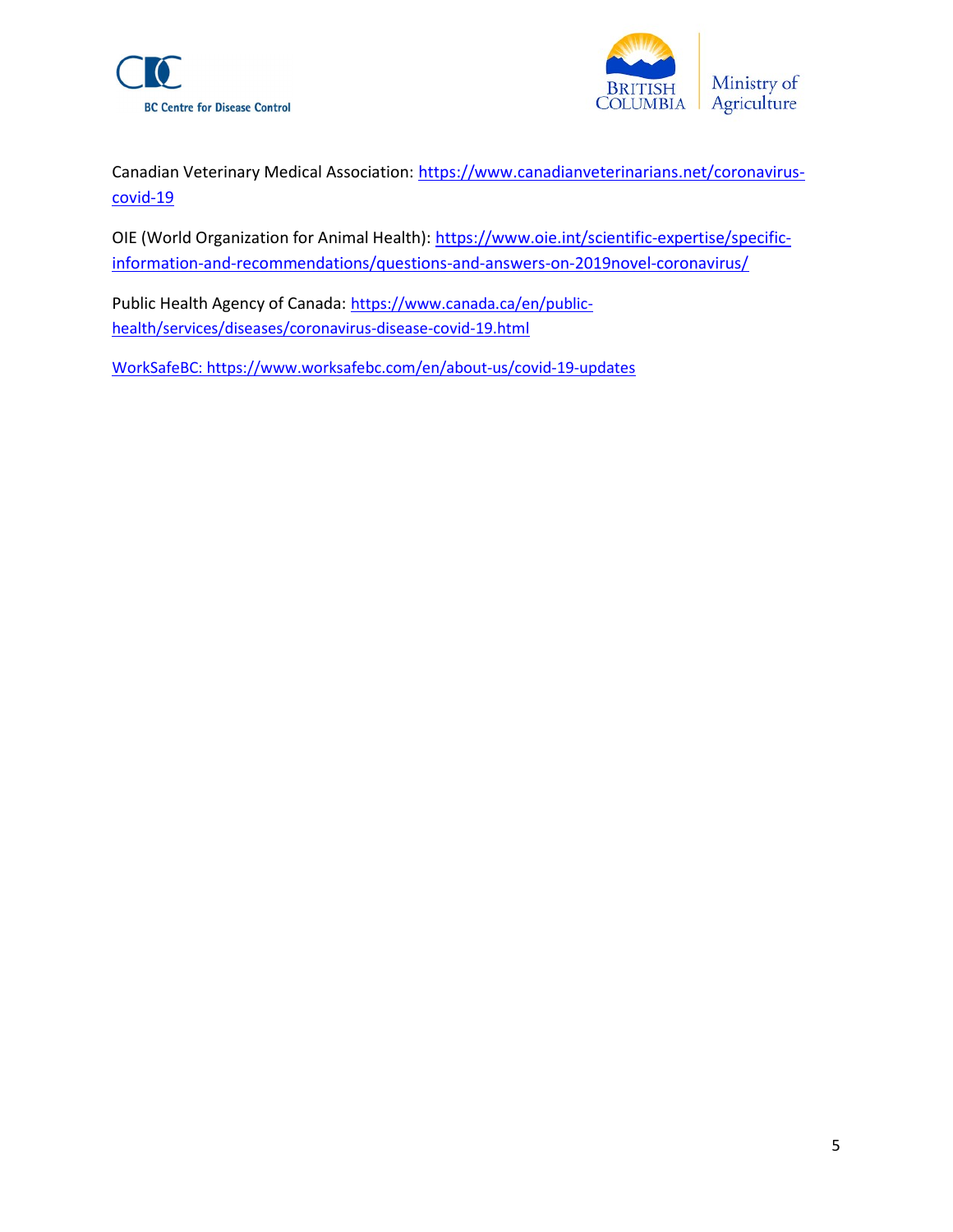Canadian Veterinary Medical Association: https://www.canadianveterinarians.net/coronavirus-covid-19

OIE (World Organization for Animal Health): https://www.oie.int/scientific-expertise/specific-information-and-recommendations/questions-and-answers-on-2019novel-coronavirus/

Public Health Agency of Canada: https://www.canada.ca/en/public-health/services/diseases/coronavirus-disease-covid-19.html

WorkSafeBC: https://www.worksafebc.com/en/about-us/covid-19-updates